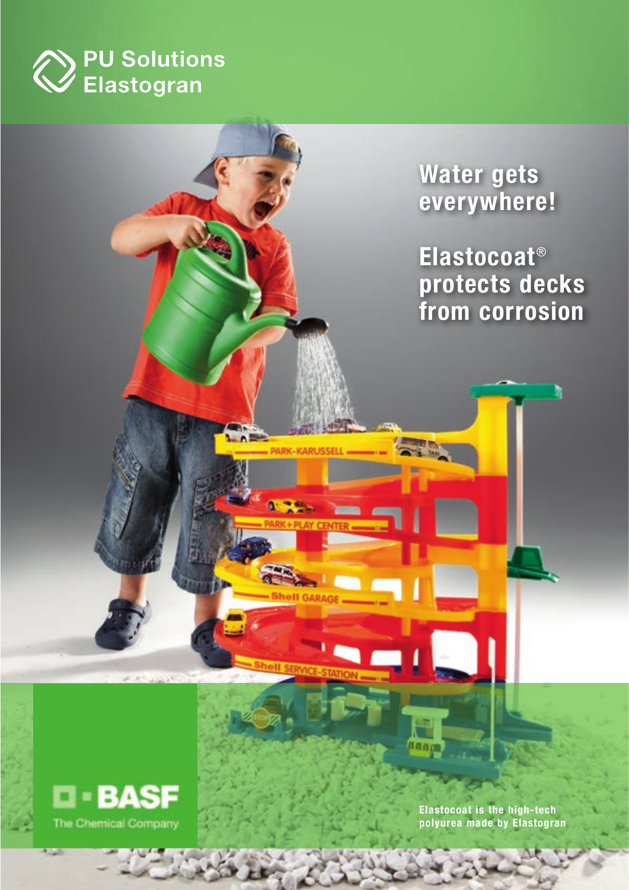PU Solutions
Elastogran

# Water gets everywhere!

# Elastocoat® protects decks from corrosion

Elastocoat is the high-tech polyurea made by Elastogran

BASF
The Chemical Company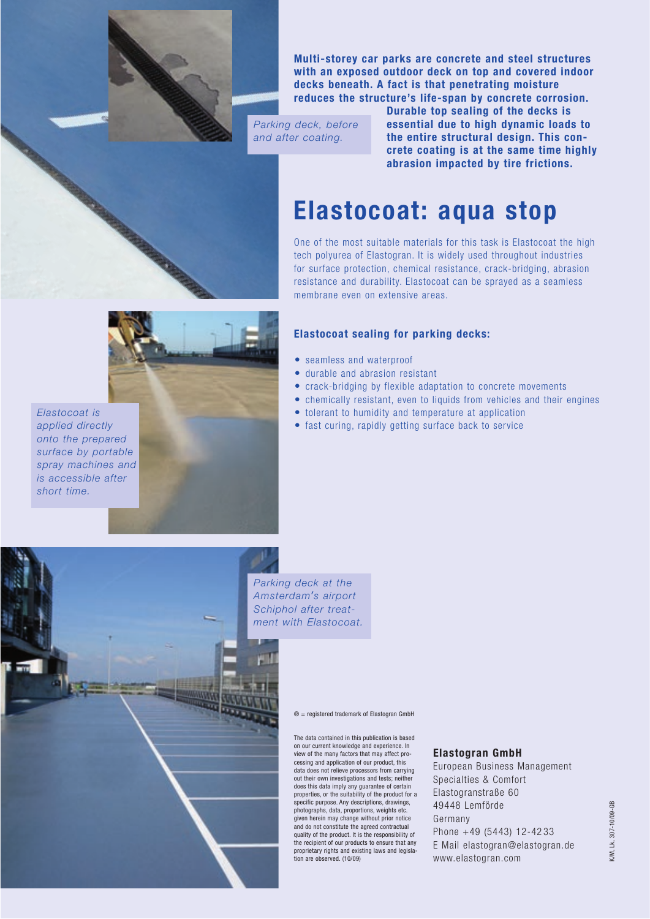**Multi-storey car parks are concrete and steel structures with an exposed outdoor deck on top and covered indoor decks beneath. A fact is that penetrating moisture reduces the structure's life-span by concrete corrosion. Durable top sealing of the decks is essential due to high dynamic loads to the entire structural design. This concrete coating is at the same time highly abrasion impacted by tire frictions.**

*Parking deck, before and after coating.*

# Elastocoat: aqua stop

One of the most suitable materials for this task is Elastocoat the high tech polyurea of Elastogran. It is widely used throughout industries for surface protection, chemical resistance, crack-bridging, abrasion resistance and durability. Elastocoat can be sprayed as a seamless membrane even on extensive areas.

### Elastocoat sealing for parking decks:

- seamless and waterproof
- durable and abrasion resistant
- crack-bridging by flexible adaptation to concrete movements
- chemically resistant, even to liquids from vehicles and their engines
- tolerant to humidity and temperature at application
- fast curing, rapidly getting surface back to service

*Elastocoat is applied directly onto the prepared surface by portable spray machines and is accessible after short time.*

*Parking deck at the Amsterdam's airport Schiphol after treatment with Elastocoat.*

® = registered trademark of Elastogran GmbH

The data contained in this publication is based on our current knowledge and experience. In view of the many factors that may affect processing and application of our product, this data does not relieve processors from carrying out their own investigations and tests; neither does this data imply any guarantee of certain properties, or the suitability of the product for a specific purpose. Any descriptions, drawings, photographs, data, proportions, weights etc. given herein may change without prior notice and do not constitute the agreed contractual quality of the product. It is the responsibility of the recipient of our products to ensure that any proprietary rights and existing laws and legislation are observed. (10/09)

**Elastogran GmbH**
European Business Management
Specialties & Comfort
Elastogranstraße 60
49448 Lemförde
Germany
Phone +49 (5443) 12-4233
E Mail elastogran@elastogran.de
www.elastogran.com

KM, Lk, 307-10/09-GB